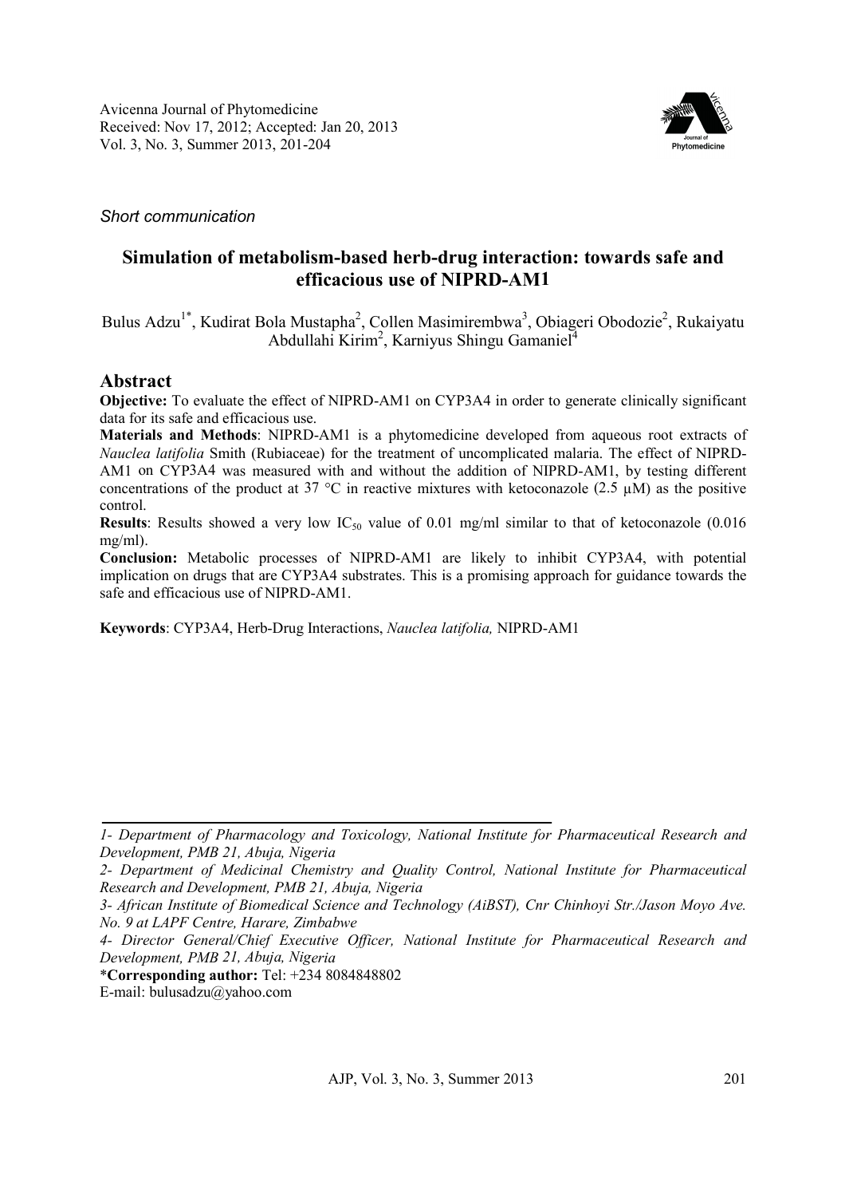*Short communication*

# Simulation of metabolism-based herb-drug interaction: towards safe and efficacious use of NIPRD-AM1

Bulus Adzu[1*], Kudirat Bola Mustapha[2], Collen Masimirembwa[3], Obiageri Obodozie[2], Rukaiyatu Abdullahi Kirim[2], Karniyus Shingu Gamaniel[4]

## Abstract

**Objective:** To evaluate the effect of NIPRD-AM1 on CYP3A4 in order to generate clinically significant data for its safe and efficacious use.

**Materials and Methods**: NIPRD-AM1 is a phytomedicine developed from aqueous root extracts of *Nauclea latifolia* Smith (Rubiaceae) for the treatment of uncomplicated malaria. The effect of NIPRD-AM1 on CYP3A4 was measured with and without the addition of NIPRD-AM1, by testing different concentrations of the product at 37 °C in reactive mixtures with ketoconazole (2.5 μM) as the positive control.

**Results**: Results showed a very low $IC_{50}$ value of 0.01 mg/ml similar to that of ketoconazole (0.016 mg/ml).

**Conclusion:** Metabolic processes of NIPRD-AM1 are likely to inhibit CYP3A4, with potential implication on drugs that are CYP3A4 substrates. This is a promising approach for guidance towards the safe and efficacious use of NIPRD-AM1.

**Keywords**: CYP3A4, Herb-Drug Interactions, *Nauclea latifolia,* NIPRD-AM1

---

*1- Department of Pharmacology and Toxicology, National Institute for Pharmaceutical Research and Development, PMB 21, Abuja, Nigeria*

*2- Department of Medicinal Chemistry and Quality Control, National Institute for Pharmaceutical Research and Development, PMB 21, Abuja, Nigeria*

*3- African Institute of Biomedical Science and Technology (AiBST), Cnr Chinhoyi Str./Jason Moyo Ave. No. 9 at LAPF Centre, Harare, Zimbabwe*

*4- Director General/Chief Executive Officer, National Institute for Pharmaceutical Research and Development, PMB 21, Abuja, Nigeria*

***Corresponding author:** Tel: +234 8084848802

E-mail: bulusadzu@yahoo.com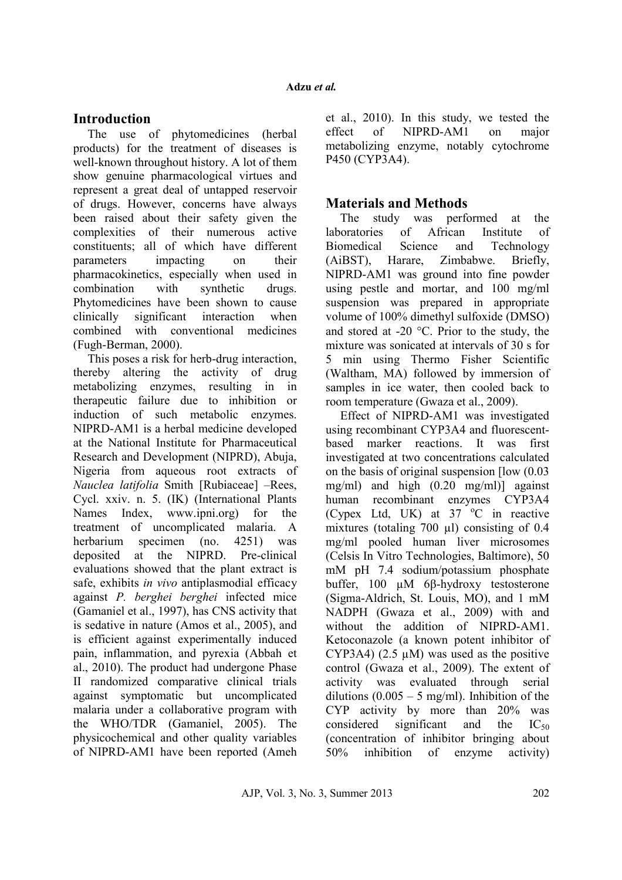## Introduction

The use of phytomedicines (herbal products) for the treatment of diseases is well-known throughout history. A lot of them show genuine pharmacological virtues and represent a great deal of untapped reservoir of drugs. However, concerns have always been raised about their safety given the complexities of their numerous active constituents; all of which have different parameters impacting on their pharmacokinetics, especially when used in combination with synthetic drugs. Phytomedicines have been shown to cause clinically significant interaction when combined with conventional medicines (Fugh-Berman, 2000).

This poses a risk for herb-drug interaction, thereby altering the activity of drug metabolizing enzymes, resulting in in therapeutic failure due to inhibition or induction of such metabolic enzymes. NIPRD-AM1 is a herbal medicine developed at the National Institute for Pharmaceutical Research and Development (NIPRD), Abuja, Nigeria from aqueous root extracts of *Nauclea latifolia* Smith [Rubiaceae] –Rees, Cycl. xxiv. n. 5. (IK) (International Plants Names Index, www.ipni.org) for the treatment of uncomplicated malaria. A herbarium specimen (no. 4251) was deposited at the NIPRD. Pre-clinical evaluations showed that the plant extract is safe, exhibits *in vivo* antiplasmodial efficacy against *P. berghei berghei* infected mice (Gamaniel et al., 1997), has CNS activity that is sedative in nature (Amos et al., 2005), and is efficient against experimentally induced pain, inflammation, and pyrexia (Abbah et al., 2010). The product had undergone Phase II randomized comparative clinical trials against symptomatic but uncomplicated malaria under a collaborative program with the WHO/TDR (Gamaniel, 2005). The physicochemical and other quality variables of NIPRD-AM1 have been reported (Ameh et al., 2010). In this study, we tested the effect of NIPRD-AM1 on major metabolizing enzyme, notably cytochrome P450 (CYP3A4).

## Materials and Methods

The study was performed at the laboratories of African Institute of Biomedical Science and Technology (AiBST), Harare, Zimbabwe. Briefly, NIPRD-AM1 was ground into fine powder using pestle and mortar, and 100 mg/ml suspension was prepared in appropriate volume of 100% dimethyl sulfoxide (DMSO) and stored at -20 °C. Prior to the study, the mixture was sonicated at intervals of 30 s for 5 min using Thermo Fisher Scientific (Waltham, MA) followed by immersion of samples in ice water, then cooled back to room temperature (Gwaza et al., 2009).

Effect of NIPRD-AM1 was investigated using recombinant CYP3A4 and fluorescent-based marker reactions. It was first investigated at two concentrations calculated on the basis of original suspension [low (0.03 mg/ml) and high (0.20 mg/ml)] against human recombinant enzymes CYP3A4 (Cypex Ltd, UK) at 37 °C in reactive mixtures (totaling 700 µl) consisting of 0.4 mg/ml pooled human liver microsomes (Celsis In Vitro Technologies, Baltimore), 50 mM pH 7.4 sodium/potassium phosphate buffer, 100 µM 6β-hydroxy testosterone (Sigma-Aldrich, St. Louis, MO), and 1 mM NADPH (Gwaza et al., 2009) with and without the addition of NIPRD-AM1. Ketoconazole (a known potent inhibitor of CYP3A4) (2.5 µM) was used as the positive control (Gwaza et al., 2009). The extent of activity was evaluated through serial dilutions (0.005 – 5 mg/ml). Inhibition of the CYP activity by more than 20% was considered significant and the $IC_{50}$ (concentration of inhibitor bringing about 50% inhibition of enzyme activity)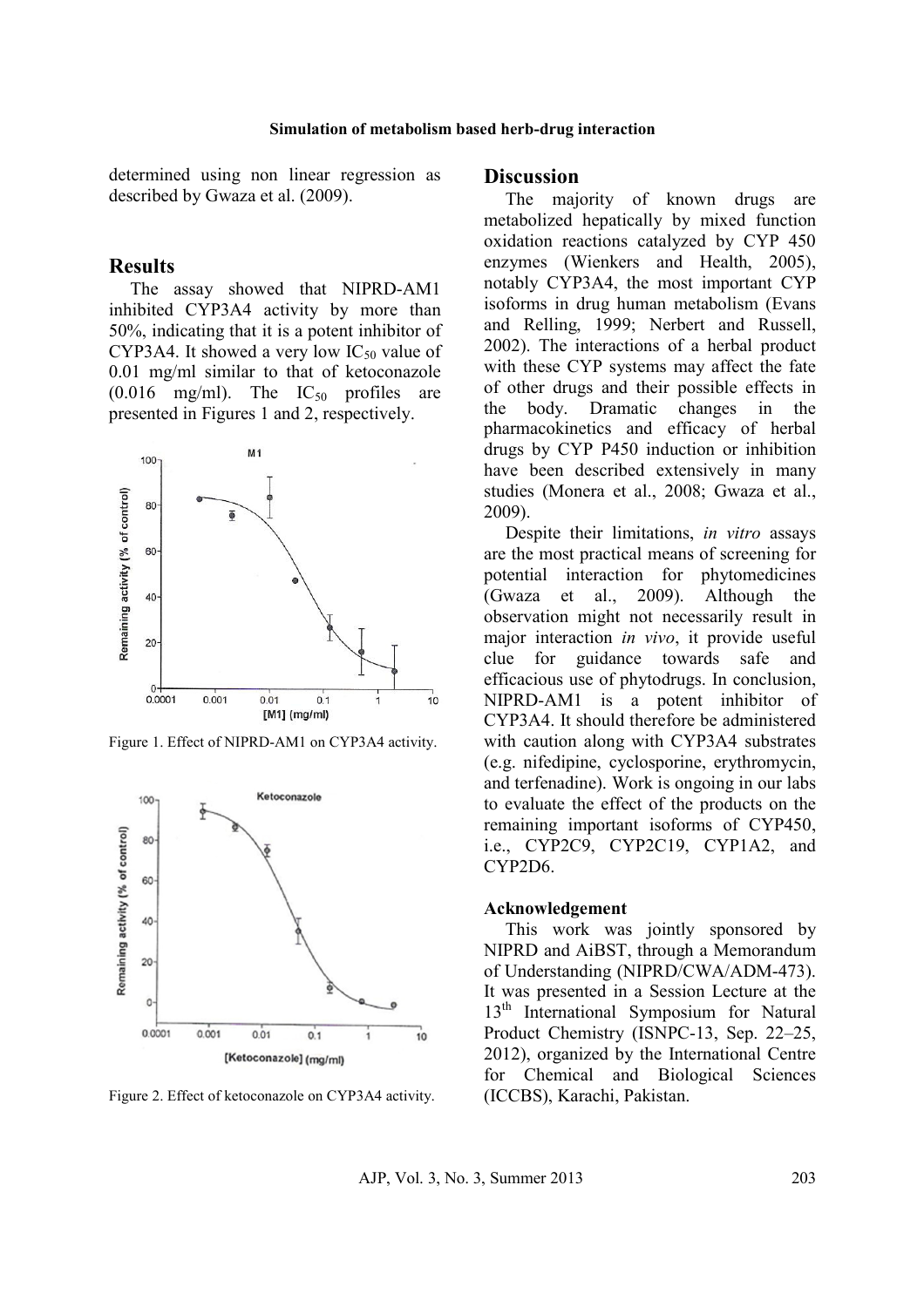determined using non linear regression as described by Gwaza et al. (2009).

## Results

The assay showed that NIPRD-AM1 inhibited CYP3A4 activity by more than 50%, indicating that it is a potent inhibitor of CYP3A4. It showed a very low $IC_{50}$ value of 0.01 mg/ml similar to that of ketoconazole (0.016 mg/ml). The $IC_{50}$ profiles are presented in Figures 1 and 2, respectively.

Figure 1. Effect of NIPRD-AM1 on CYP3A4 activity.

Figure 2. Effect of ketoconazole on CYP3A4 activity.

## Discussion

The majority of known drugs are metabolized hepatically by mixed function oxidation reactions catalyzed by CYP 450 enzymes (Wienkers and Health, 2005), notably CYP3A4, the most important CYP isoforms in drug human metabolism (Evans and Relling, 1999; Nerbert and Russell, 2002). The interactions of a herbal product with these CYP systems may affect the fate of other drugs and their possible effects in the body. Dramatic changes in the pharmacokinetics and efficacy of herbal drugs by CYP P450 induction or inhibition have been described extensively in many studies (Monera et al., 2008; Gwaza et al., 2009).

Despite their limitations, *in vitro* assays are the most practical means of screening for potential interaction for phytomedicines (Gwaza et al., 2009). Although the observation might not necessarily result in major interaction *in vivo*, it provide useful clue for guidance towards safe and efficacious use of phytodrugs. In conclusion, NIPRD-AM1 is a potent inhibitor of CYP3A4. It should therefore be administered with caution along with CYP3A4 substrates (e.g. nifedipine, cyclosporine, erythromycin, and terfenadine). Work is ongoing in our labs to evaluate the effect of the products on the remaining important isoforms of CYP450, i.e., CYP2C9, CYP2C19, CYP1A2, and CYP2D6.

### Acknowledgement

This work was jointly sponsored by NIPRD and AiBST, through a Memorandum of Understanding (NIPRD/CWA/ADM-473). It was presented in a Session Lecture at the 13th International Symposium for Natural Product Chemistry (ISNPC-13, Sep. 22–25, 2012), organized by the International Centre for Chemical and Biological Sciences (ICCBS), Karachi, Pakistan.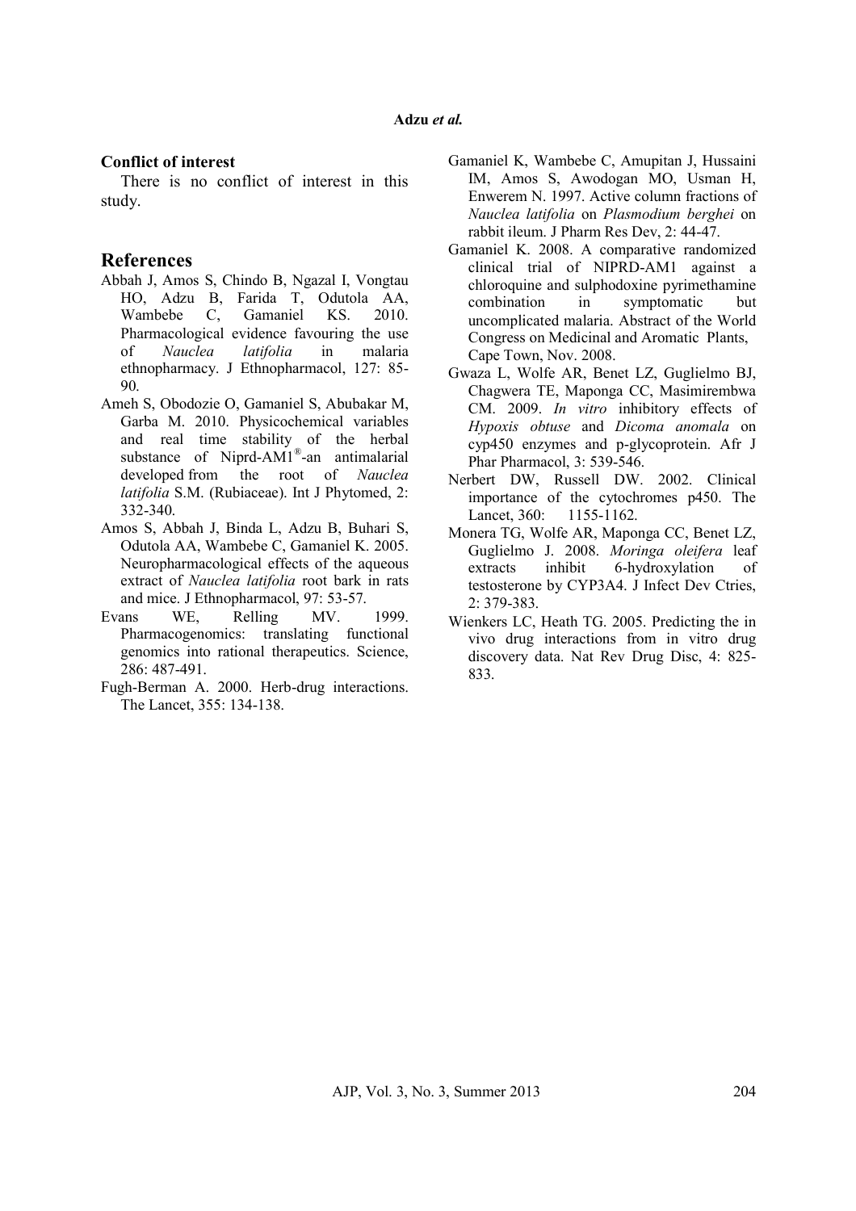## Conflict of interest

There is no conflict of interest in this study.

## References

Abbah J, Amos S, Chindo B, Ngazal I, Vongtau HO, Adzu B, Farida T, Odutola AA, Wambebe C, Gamaniel KS. 2010. Pharmacological evidence favouring the use of *Nauclea latifolia* in malaria ethnopharmacy. J Ethnopharmacol, 127: 85-90.

Ameh S, Obodozie O, Gamaniel S, Abubakar M, Garba M. 2010. Physicochemical variables and real time stability of the herbal substance of Niprd-AM1®-an antimalarial developed from the root of *Nauclea latifolia* S.M. (Rubiaceae). Int J Phytomed, 2: 332-340.

Amos S, Abbah J, Binda L, Adzu B, Buhari S, Odutola AA, Wambebe C, Gamaniel K. 2005. Neuropharmacological effects of the aqueous extract of *Nauclea latifolia* root bark in rats and mice. J Ethnopharmacol, 97: 53-57.

Evans WE, Relling MV. 1999. Pharmacogenomics: translating functional genomics into rational therapeutics. Science, 286: 487-491.

Fugh-Berman A. 2000. Herb-drug interactions. The Lancet, 355: 134-138.

Gamaniel K, Wambebe C, Amupitan J, Hussaini IM, Amos S, Awodogan MO, Usman H, Enwerem N. 1997. Active column fractions of *Nauclea latifolia* on *Plasmodium berghei* on rabbit ileum. J Pharm Res Dev, 2: 44-47.

Gamaniel K. 2008. A comparative randomized clinical trial of NIPRD-AM1 against a chloroquine and sulphodoxine pyrimethamine combination in symptomatic but uncomplicated malaria. Abstract of the World Congress on Medicinal and Aromatic Plants, Cape Town, Nov. 2008.

Gwaza L, Wolfe AR, Benet LZ, Guglielmo BJ, Chagwera TE, Maponga CC, Masimirembwa CM. 2009. *In vitro* inhibitory effects of *Hypoxis obtuse* and *Dicoma anomala* on cyp450 enzymes and p-glycoprotein. Afr J Phar Pharmacol, 3: 539-546.

Nerbert DW, Russell DW. 2002. Clinical importance of the cytochromes p450. The Lancet, 360: 1155-1162.

Monera TG, Wolfe AR, Maponga CC, Benet LZ, Guglielmo J. 2008. *Moringa oleifera* leaf extracts inhibit 6-hydroxylation of testosterone by CYP3A4. J Infect Dev Ctries, 2: 379-383.

Wienkers LC, Heath TG. 2005. Predicting the in vivo drug interactions from in vitro drug discovery data. Nat Rev Drug Disc, 4: 825-833.